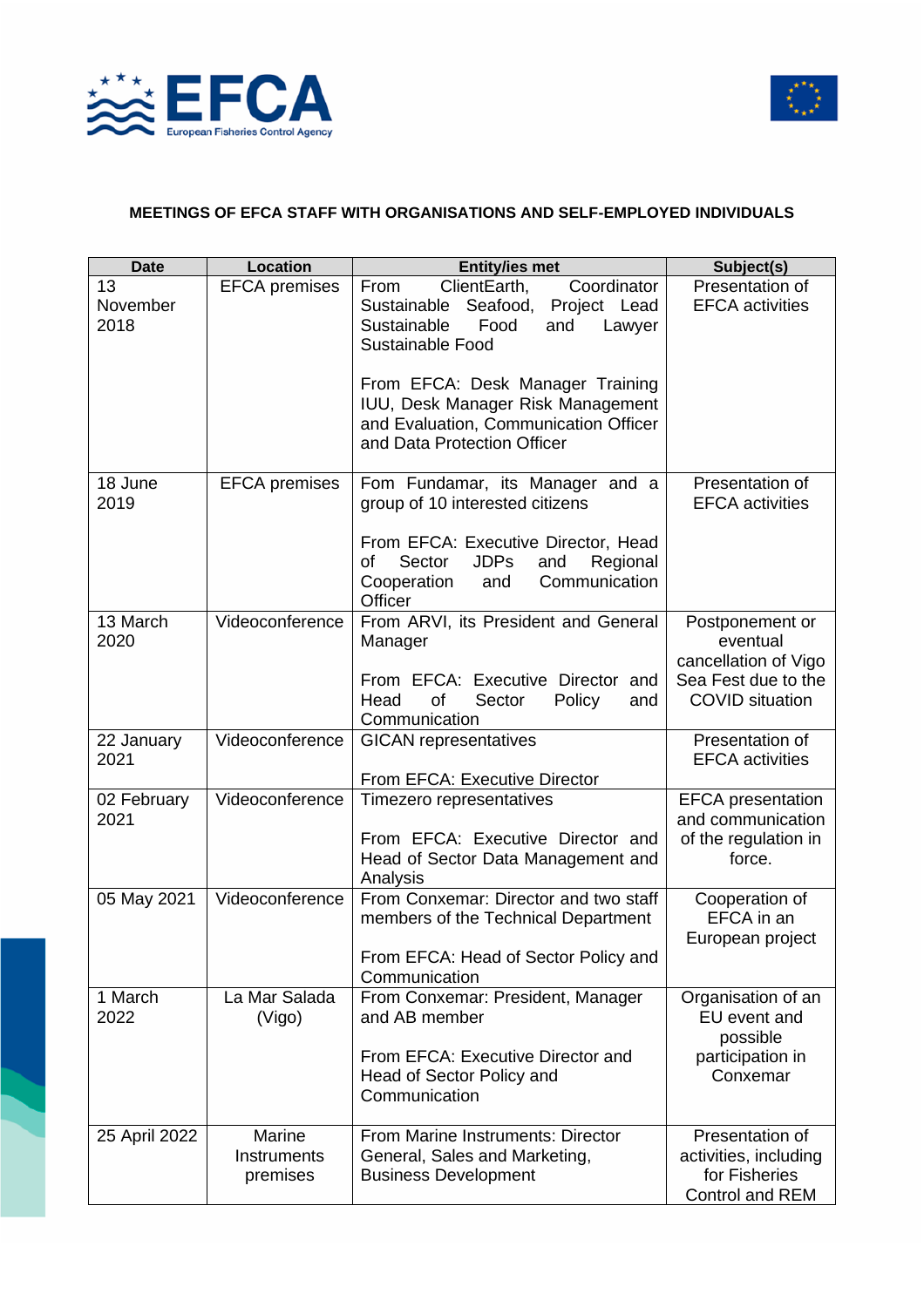**MEETINGS OF EFCA STAFF WITH ORGANISATIONS AND SELF-EMPLOYED INDIVIDUALS**

| Date | Location | Entity/ies met | Subject(s) |
|---|---|---|---|
| 13 November 2018 | EFCA premises | From ClientEarth, Coordinator Sustainable Seafood, Project Lead Sustainable Food and Lawyer Sustainable Food<br><br>From EFCA: Desk Manager Training IUU, Desk Manager Risk Management and Evaluation, Communication Officer and Data Protection Officer | Presentation of EFCA activities |
| 18 June 2019 | EFCA premises | Fom Fundamar, its Manager and a group of 10 interested citizens<br><br>From EFCA: Executive Director, Head of Sector JDPs and Regional Cooperation and Communication Officer | Presentation of EFCA activities |
| 13 March 2020 | Videoconference | From ARVI, its President and General Manager<br><br>From EFCA: Executive Director and Head of Sector Policy and Communication | Postponement or eventual cancellation of Vigo Sea Fest due to the COVID situation |
| 22 January 2021 | Videoconference | GICAN representatives<br><br>From EFCA: Executive Director | Presentation of EFCA activities |
| 02 February 2021 | Videoconference | Timezero representatives<br><br>From EFCA: Executive Director and Head of Sector Data Management and Analysis | EFCA presentation and communication of the regulation in force. |
| 05 May 2021 | Videoconference | From Conxemar: Director and two staff members of the Technical Department<br><br>From EFCA: Head of Sector Policy and Communication | Cooperation of EFCA in an European project |
| 1 March 2022 | La Mar Salada (Vigo) | From Conxemar: President, Manager and AB member<br><br>From EFCA: Executive Director and Head of Sector Policy and Communication | Organisation of an EU event and possible participation in Conxemar |
| 25 April 2022 | Marine Instruments premises | From Marine Instruments: Director General, Sales and Marketing, Business Development | Presentation of activities, including for Fisheries Control and REM |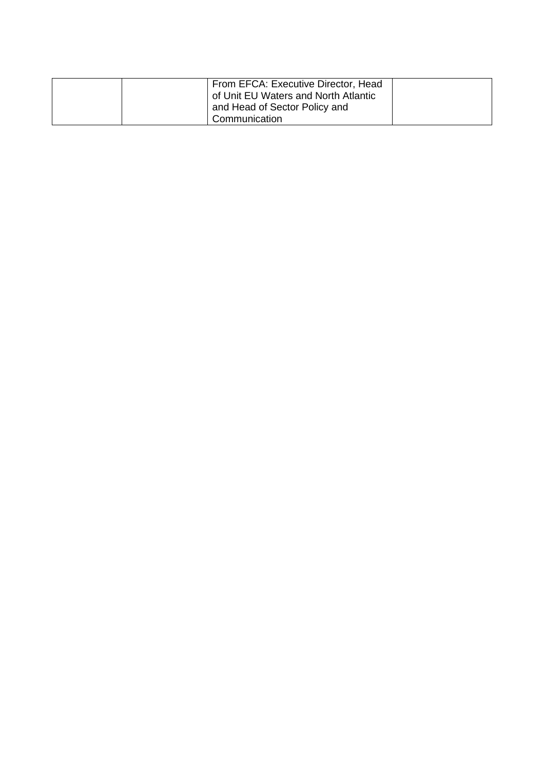| | | | |
|---|---|---|---|
| | | From EFCA: Executive Director, Head of Unit EU Waters and North Atlantic and Head of Sector Policy and Communication | |